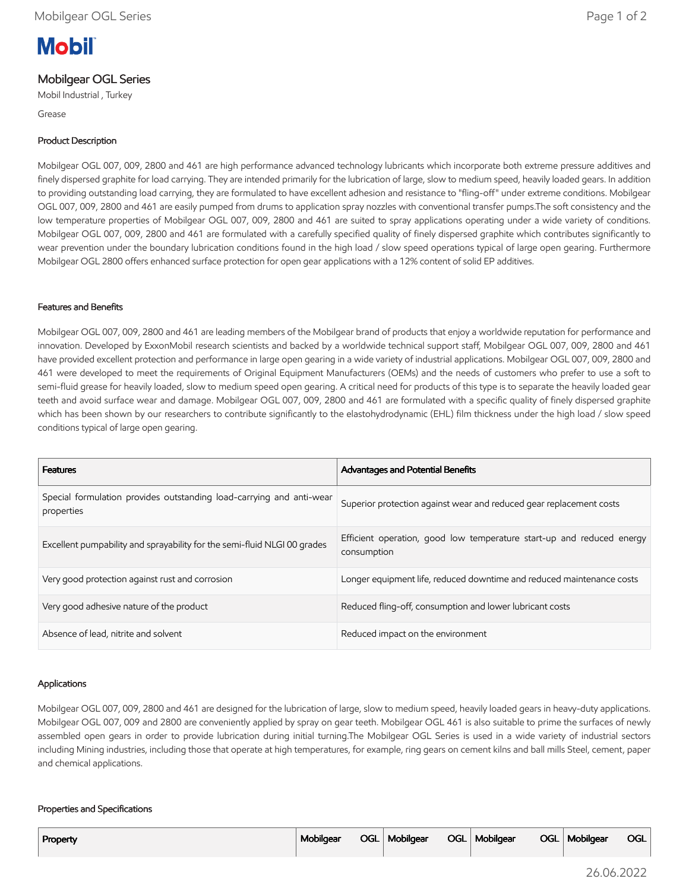**Mobil**

# Mobilgear OGL Series

Mobil Industrial , Turkey

Grease

## Product Description

Mobilgear OGL 007, 009, 2800 and 461 are high performance advanced technology lubricants which incorporate both extreme pressure additives and finely dispersed graphite for load carrying. They are intended primarily for the lubrication of large, slow to medium speed, heavily loaded gears. In addition to providing outstanding load carrying, they are formulated to have excellent adhesion and resistance to "fling-off" under extreme conditions. Mobilgear OGL 007, 009, 2800 and 461 are easily pumped from drums to application spray nozzles with conventional transfer pumps.The soft consistency and the low temperature properties of Mobilgear OGL 007, 009, 2800 and 461 are suited to spray applications operating under a wide variety of conditions. Mobilgear OGL 007, 009, 2800 and 461 are formulated with a carefully specified quality of finely dispersed graphite which contributes significantly to wear prevention under the boundary lubrication conditions found in the high load / slow speed operations typical of large open gearing. Furthermore Mobilgear OGL 2800 offers enhanced surface protection for open gear applications with a 12% content of solid EP additives.

## Features and Benefits

Mobilgear OGL 007, 009, 2800 and 461 are leading members of the Mobilgear brand of products that enjoy a worldwide reputation for performance and innovation. Developed by ExxonMobil research scientists and backed by a worldwide technical support staff, Mobilgear OGL 007, 009, 2800 and 461 have provided excellent protection and performance in large open gearing in a wide variety of industrial applications. Mobilgear OGL 007, 009, 2800 and 461 were developed to meet the requirements of Original Equipment Manufacturers (OEMs) and the needs of customers who prefer to use a soft to semi-fluid grease for heavily loaded, slow to medium speed open gearing. A critical need for products of this type is to separate the heavily loaded gear teeth and avoid surface wear and damage. Mobilgear OGL 007, 009, 2800 and 461 are formulated with a specific quality of finely dispersed graphite which has been shown by our researchers to contribute significantly to the elastohydrodynamic (EHL) film thickness under the high load / slow speed conditions typical of large open gearing.

| Features | Advantages and Potential Benefits |
|---|---|
| Special formulation provides outstanding load-carrying and anti-wear properties | Superior protection against wear and reduced gear replacement costs |
| Excellent pumpability and sprayability for the semi-fluid NLGI 00 grades | Efficient operation, good low temperature start-up and reduced energy consumption |
| Very good protection against rust and corrosion | Longer equipment life, reduced downtime and reduced maintenance costs |
| Very good adhesive nature of the product | Reduced fling-off, consumption and lower lubricant costs |
| Absence of lead, nitrite and solvent | Reduced impact on the environment |

## Applications

Mobilgear OGL 007, 009, 2800 and 461 are designed for the lubrication of large, slow to medium speed, heavily loaded gears in heavy-duty applications. Mobilgear OGL 007, 009 and 2800 are conveniently applied by spray on gear teeth. Mobilgear OGL 461 is also suitable to prime the surfaces of newly assembled open gears in order to provide lubrication during initial turning.The Mobilgear OGL Series is used in a wide variety of industrial sectors including Mining industries, including those that operate at high temperatures, for example, ring gears on cement kilns and ball mills Steel, cement, paper and chemical applications.

## Properties and Specifications

| Property | Mobilgear OGL | Mobilgear OGL | Mobilgear OGL | Mobilgear OGL |
|---|---|---|---|---|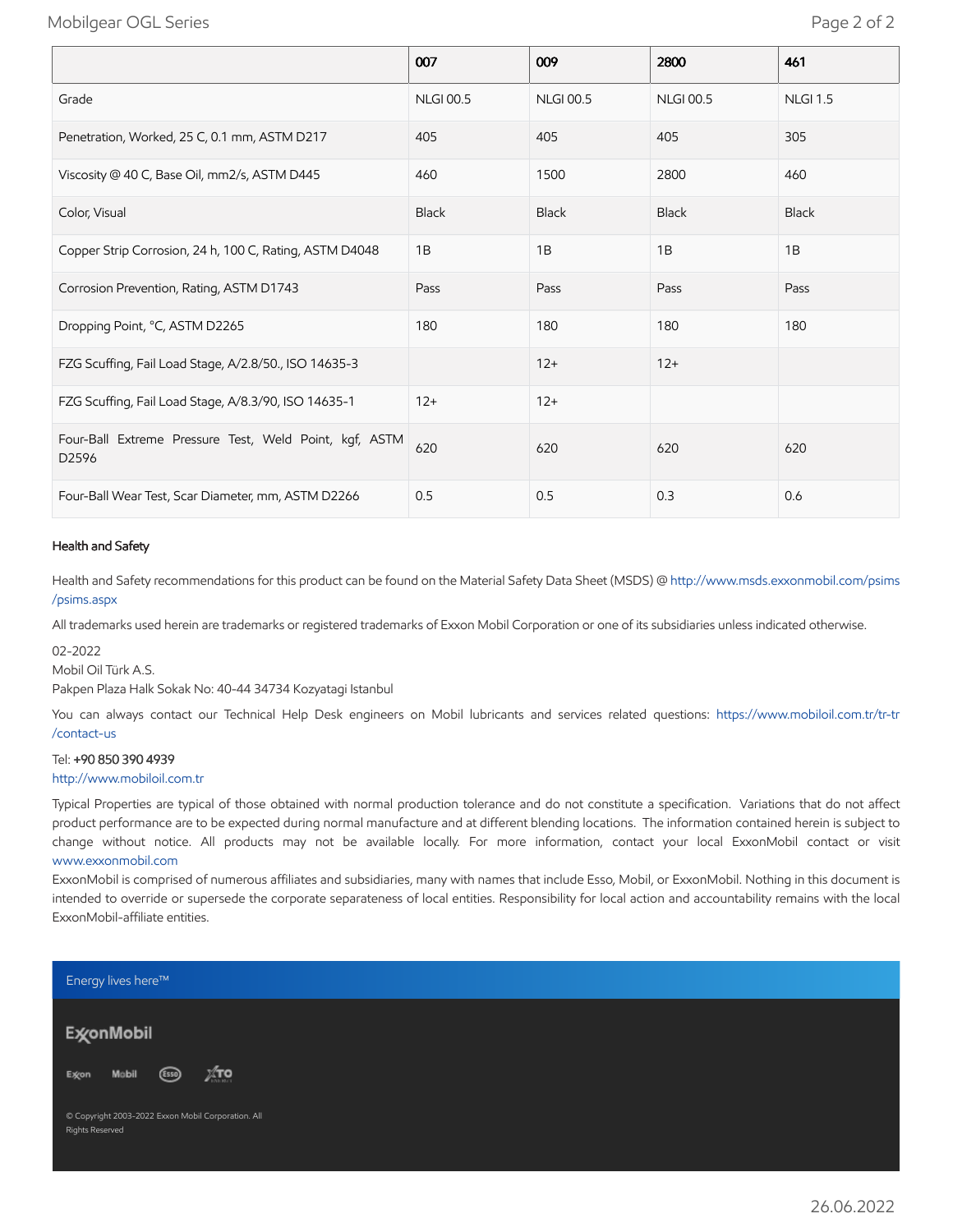| | 007 | 009 | 2800 | 461 |
|---|---|---|---|---|
| Grade | NLGI 00.5 | NLGI 00.5 | NLGI 00.5 | NLGI 1.5 |
| Penetration, Worked, 25 C, 0.1 mm, ASTM D217 | 405 | 405 | 405 | 305 |
| Viscosity @ 40 C, Base Oil, mm2/s, ASTM D445 | 460 | 1500 | 2800 | 460 |
| Color, Visual | Black | Black | Black | Black |
| Copper Strip Corrosion, 24 h, 100 C, Rating, ASTM D4048 | 1B | 1B | 1B | 1B |
| Corrosion Prevention, Rating, ASTM D1743 | Pass | Pass | Pass | Pass |
| Dropping Point, °C, ASTM D2265 | 180 | 180 | 180 | 180 |
| FZG Scuffing, Fail Load Stage, A/2.8/50., ISO 14635-3 | | 12+ | 12+ | |
| FZG Scuffing, Fail Load Stage, A/8.3/90, ISO 14635-1 | 12+ | 12+ | | |
| Four-Ball Extreme Pressure Test, Weld Point, kgf, ASTM D2596 | 620 | 620 | 620 | 620 |
| Four-Ball Wear Test, Scar Diameter, mm, ASTM D2266 | 0.5 | 0.5 | 0.3 | 0.6 |

### Health and Safety

Health and Safety recommendations for this product can be found on the Material Safety Data Sheet (MSDS) @ http://www.msds.exxonmobil.com/psims/psims.aspx

All trademarks used herein are trademarks or registered trademarks of Exxon Mobil Corporation or one of its subsidiaries unless indicated otherwise.

02-2022
Mobil Oil Türk A.S.
Pakpen Plaza Halk Sokak No: 40-44 34734 Kozyatagi Istanbul

You can always contact our Technical Help Desk engineers on Mobil lubricants and services related questions: https://www.mobiloil.com.tr/tr-tr/contact-us

Tel: +90 850 390 4939
http://www.mobiloil.com.tr

Typical Properties are typical of those obtained with normal production tolerance and do not constitute a specification. Variations that do not affect product performance are to be expected during normal manufacture and at different blending locations. The information contained herein is subject to change without notice. All products may not be available locally. For more information, contact your local ExxonMobil contact or visit www.exxonmobil.com

ExxonMobil is comprised of numerous affiliates and subsidiaries, many with names that include Esso, Mobil, or ExxonMobil. Nothing in this document is intended to override or supersede the corporate separateness of local entities. Responsibility for local action and accountability remains with the local ExxonMobil-affiliate entities.

Energy lives here™

ExxonMobil

Exxon Mobil Esso XTO

© Copyright 2003-2022 Exxon Mobil Corporation. All Rights Reserved

26.06.2022